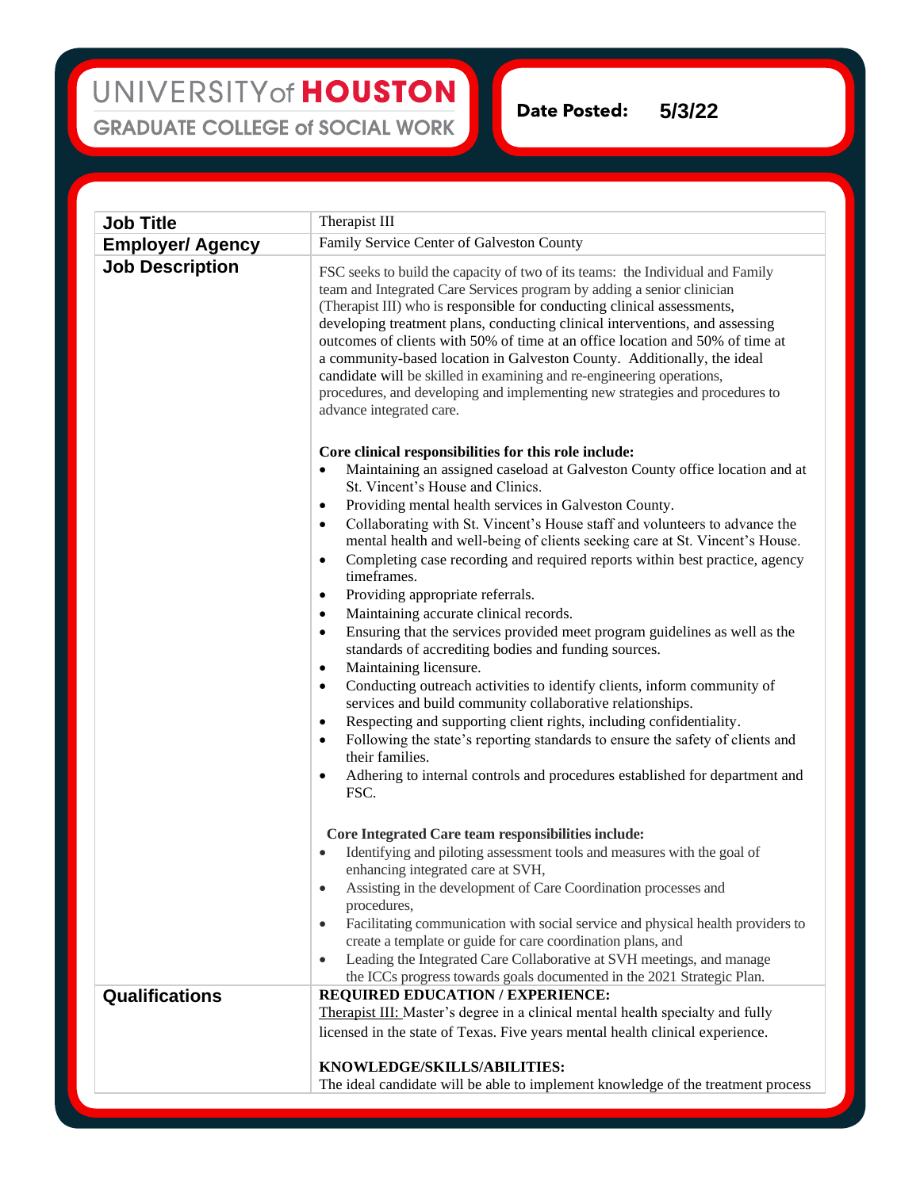UNIVERSITY of HOUSTON
GRADUATE COLLEGE of SOCIAL WORK

**Date Posted:** 5/3/22

| **Job Title** | Therapist III |
|---|---|
| **Employer/ Agency** | Family Service Center of Galveston County |
| **Job Description** | FSC seeks to build the capacity of two of its teams: the Individual and Family team and Integrated Care Services program by adding a senior clinician (Therapist III) who is responsible for conducting clinical assessments, developing treatment plans, conducting clinical interventions, and assessing outcomes of clients with 50% of time at an office location and 50% of time at a community-based location in Galveston County. Additionally, the ideal candidate will be skilled in examining and re-engineering operations, procedures, and developing and implementing new strategies and procedures to advance integrated care.<br><br>**Core clinical responsibilities for this role include:**<br>• Maintaining an assigned caseload at Galveston County office location and at St. Vincent's House and Clinics.<br>• Providing mental health services in Galveston County.<br>• Collaborating with St. Vincent's House staff and volunteers to advance the mental health and well-being of clients seeking care at St. Vincent's House.<br>• Completing case recording and required reports within best practice, agency timeframes.<br>• Providing appropriate referrals.<br>• Maintaining accurate clinical records.<br>• Ensuring that the services provided meet program guidelines as well as the standards of accrediting bodies and funding sources.<br>• Maintaining licensure.<br>• Conducting outreach activities to identify clients, inform community of services and build community collaborative relationships.<br>• Respecting and supporting client rights, including confidentiality.<br>• Following the state's reporting standards to ensure the safety of clients and their families.<br>• Adhering to internal controls and procedures established for department and FSC.<br><br>**Core Integrated Care team responsibilities include:**<br>• Identifying and piloting assessment tools and measures with the goal of enhancing integrated care at SVH,<br>• Assisting in the development of Care Coordination processes and procedures,<br>• Facilitating communication with social service and physical health providers to create a template or guide for care coordination plans, and<br>• Leading the Integrated Care Collaborative at SVH meetings, and manage the ICCs progress towards goals documented in the 2021 Strategic Plan. |
| **Qualifications** | **REQUIRED EDUCATION / EXPERIENCE:**<br><u>Therapist III:</u> Master's degree in a clinical mental health specialty and fully licensed in the state of Texas. Five years mental health clinical experience.<br><br>**KNOWLEDGE/SKILLS/ABILITIES:**<br>The ideal candidate will be able to implement knowledge of the treatment process |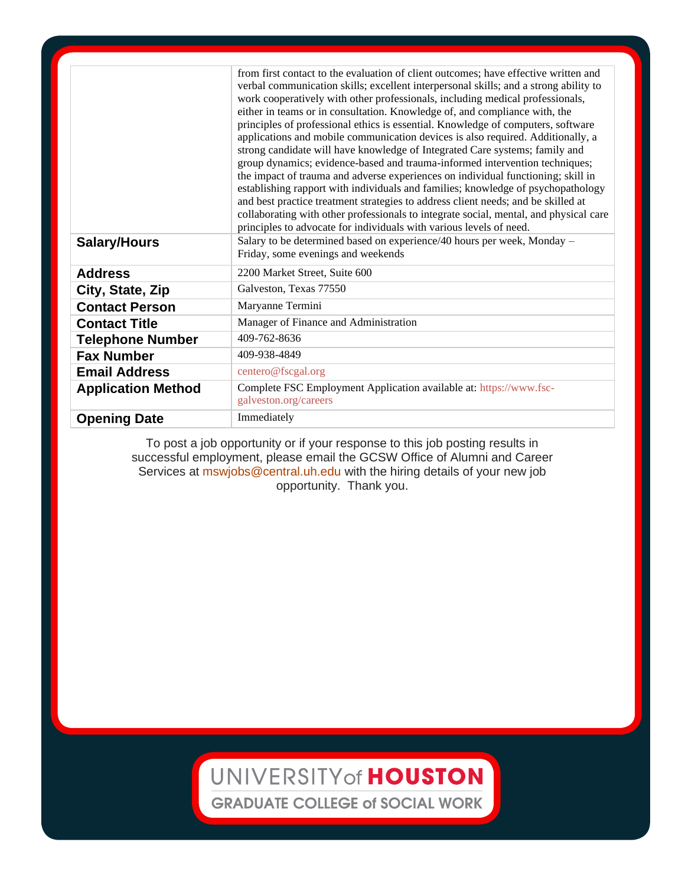| | |
|---|---|
| | from first contact to the evaluation of client outcomes; have effective written and verbal communication skills; excellent interpersonal skills; and a strong ability to work cooperatively with other professionals, including medical professionals, either in teams or in consultation. Knowledge of, and compliance with, the principles of professional ethics is essential. Knowledge of computers, software applications and mobile communication devices is also required. Additionally, a strong candidate will have knowledge of Integrated Care systems; family and group dynamics; evidence-based and trauma-informed intervention techniques; the impact of trauma and adverse experiences on individual functioning; skill in establishing rapport with individuals and families; knowledge of psychopathology and best practice treatment strategies to address client needs; and be skilled at collaborating with other professionals to integrate social, mental, and physical care principles to advocate for individuals with various levels of need. |
| **Salary/Hours** | Salary to be determined based on experience/40 hours per week, Monday – Friday, some evenings and weekends |
| **Address** | 2200 Market Street, Suite 600 |
| **City, State, Zip** | Galveston, Texas 77550 |
| **Contact Person** | Maryanne Termini |
| **Contact Title** | Manager of Finance and Administration |
| **Telephone Number** | 409-762-8636 |
| **Fax Number** | 409-938-4849 |
| **Email Address** | centero@fscgal.org |
| **Application Method** | Complete FSC Employment Application available at: https://www.fsc-galveston.org/careers |
| **Opening Date** | Immediately |

To post a job opportunity or if your response to this job posting results in successful employment, please email the GCSW Office of Alumni and Career Services at mswjobs@central.uh.edu with the hiring details of your new job opportunity. Thank you.

UNIVERSITY of HOUSTON
GRADUATE COLLEGE of SOCIAL WORK